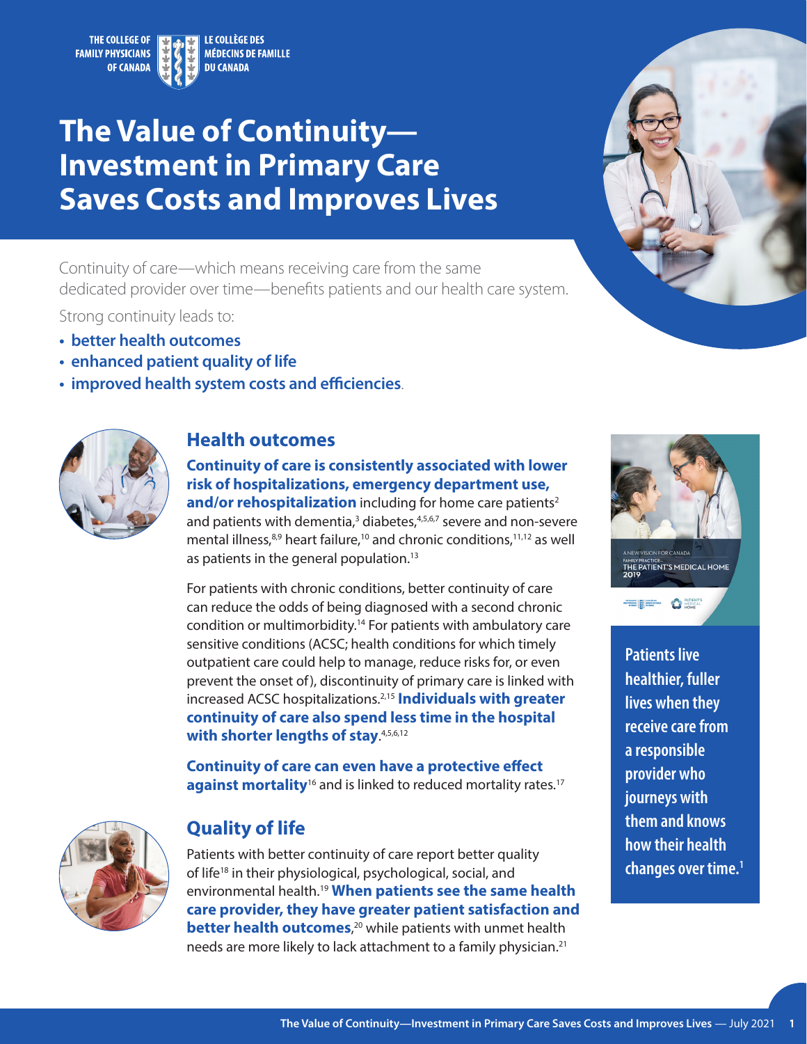THE COLLEGE OF FAMILY PHYSICIANS OF CANADA | LE COLLÈGE DES MÉDECINS DE FAMILLE DU CANADA

# The Value of Continuity—Investment in Primary Care Saves Costs and Improves Lives

Continuity of care—which means receiving care from the same dedicated provider over time—benefits patients and our health care system.

Strong continuity leads to:

- **better health outcomes**
- **enhanced patient quality of life**
- **improved health system costs and efficiencies**.

## Health outcomes

**Continuity of care is consistently associated with lower risk of hospitalizations, emergency department use, and/or rehospitalization** including for home care patients[2] and patients with dementia,[3] diabetes,[4,5,6,7] severe and non-severe mental illness,[8,9] heart failure,[10] and chronic conditions,[11,12] as well as patients in the general population.[13]

For patients with chronic conditions, better continuity of care can reduce the odds of being diagnosed with a second chronic condition or multimorbidity.[14] For patients with ambulatory care sensitive conditions (ACSC; health conditions for which timely outpatient care could help to manage, reduce risks for, or even prevent the onset of), discontinuity of primary care is linked with increased ACSC hospitalizations.[2,15] **Individuals with greater continuity of care also spend less time in the hospital with shorter lengths of stay**.[4,5,6,12]

**Continuity of care can even have a protective effect against mortality**[16] and is linked to reduced mortality rates.[17]

## Quality of life

Patients with better continuity of care report better quality of life[18] in their physiological, psychological, social, and environmental health.[19] **When patients see the same health care provider, they have greater patient satisfaction and better health outcomes**,[20] while patients with unmet health needs are more likely to lack attachment to a family physician.[21]

A NEW VISION FOR CANADA
FAMILY PRACTICE—
THE PATIENT'S MEDICAL HOME
2019

**Patients live healthier, fuller lives when they receive care from a responsible provider who journeys with them and knows how their health changes over time.**[1]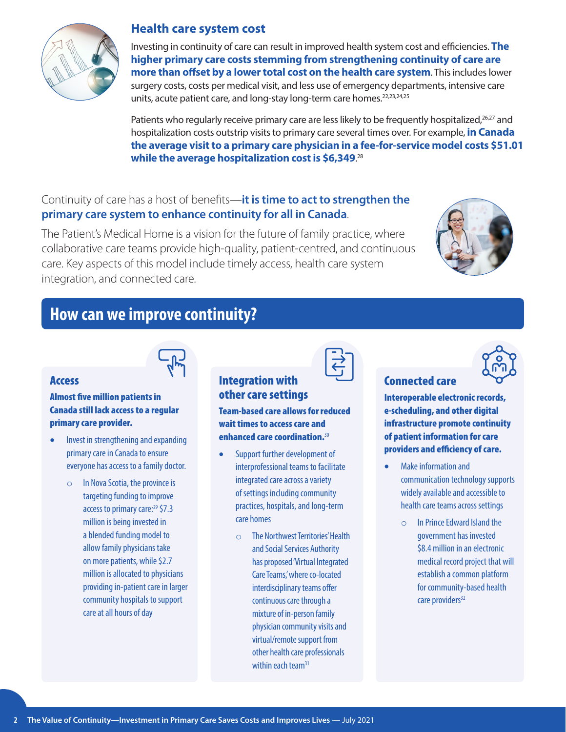## Health care system cost

Investing in continuity of care can result in improved health system cost and efficiencies. **The higher primary care costs stemming from strengthening continuity of care are more than offset by a lower total cost on the health care system.** This includes lower surgery costs, costs per medical visit, and less use of emergency departments, intensive care units, acute patient care, and long-stay long-term care homes.[22,23,24,25]

Patients who regularly receive primary care are less likely to be frequently hospitalized,[26,27] and hospitalization costs outstrip visits to primary care several times over. For example, **in Canada the average visit to a primary care physician in a fee-for-service model costs $51.01 while the average hospitalization cost is $6,349.**[28]

Continuity of care has a host of benefits—**it is time to act to strengthen the primary care system to enhance continuity for all in Canada**.

The Patient's Medical Home is a vision for the future of family practice, where collaborative care teams provide high-quality, patient-centred, and continuous care. Key aspects of this model include timely access, health care system integration, and connected care.

# How can we improve continuity?

### Access

**Almost five million patients in Canada still lack access to a regular primary care provider.**

- Invest in strengthening and expanding primary care in Canada to ensure everyone has access to a family doctor.
  - In Nova Scotia, the province is targeting funding to improve access to primary care:[29] $7.3 million is being invested in a blended funding model to allow family physicians take on more patients, while $2.7 million is allocated to physicians providing in-patient care in larger community hospitals to support care at all hours of day

### Integration with other care settings

**Team-based care allows for reduced wait times to access care and enhanced care coordination.**[30]

- Support further development of interprofessional teams to facilitate integrated care across a variety of settings including community practices, hospitals, and long-term care homes
  - The Northwest Territories' Health and Social Services Authority has proposed 'Virtual Integrated Care Teams,' where co-located interdisciplinary teams offer continuous care through a mixture of in-person family physician community visits and virtual/remote support from other health care professionals within each team[31]

### Connected care

**Interoperable electronic records, e-scheduling, and other digital infrastructure promote continuity of patient information for care providers and efficiency of care.**

- Make information and communication technology supports widely available and accessible to health care teams across settings
  - In Prince Edward Island the government has invested $8.4 million in an electronic medical record project that will establish a common platform for community-based health care providers[32]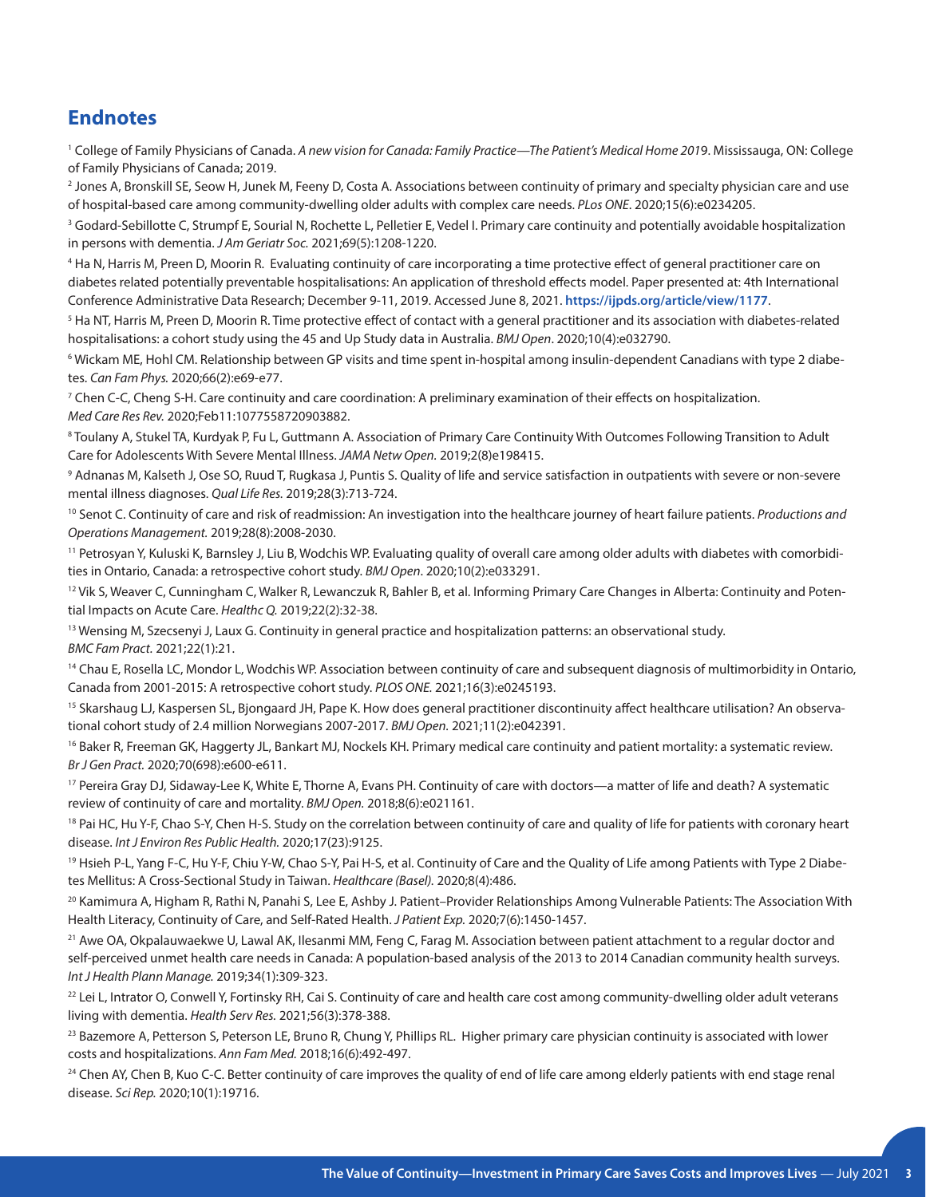## Endnotes

[1] College of Family Physicians of Canada. *A new vision for Canada: Family Practice—The Patient's Medical Home 2019*. Mississauga, ON: College of Family Physicians of Canada; 2019.

[2] Jones A, Bronskill SE, Seow H, Junek M, Feeny D, Costa A. Associations between continuity of primary and specialty physician care and use of hospital-based care among community-dwelling older adults with complex care needs. *PLos ONE*. 2020;15(6):e0234205.

[3] Godard-Sebillotte C, Strumpf E, Sourial N, Rochette L, Pelletier E, Vedel I. Primary care continuity and potentially avoidable hospitalization in persons with dementia. *J Am Geriatr Soc.* 2021;69(5):1208-1220.

[4] Ha N, Harris M, Preen D, Moorin R. Evaluating continuity of care incorporating a time protective effect of general practitioner care on diabetes related potentially preventable hospitalisations: An application of threshold effects model. Paper presented at: 4th International Conference Administrative Data Research; December 9-11, 2019. Accessed June 8, 2021. **https://ijpds.org/article/view/1177**.

[5] Ha NT, Harris M, Preen D, Moorin R. Time protective effect of contact with a general practitioner and its association with diabetes-related hospitalisations: a cohort study using the 45 and Up Study data in Australia. *BMJ Open*. 2020;10(4):e032790.

[6] Wickam ME, Hohl CM. Relationship between GP visits and time spent in-hospital among insulin-dependent Canadians with type 2 diabetes. *Can Fam Phys.* 2020;66(2):e69-e77.

[7] Chen C-C, Cheng S-H. Care continuity and care coordination: A preliminary examination of their effects on hospitalization. *Med Care Res Rev.* 2020;Feb11:1077558720903882.

[8] Toulany A, Stukel TA, Kurdyak P, Fu L, Guttmann A. Association of Primary Care Continuity With Outcomes Following Transition to Adult Care for Adolescents With Severe Mental Illness. *JAMA Netw Open.* 2019;2(8)e198415.

[9] Adnanas M, Kalseth J, Ose SO, Ruud T, Rugkasa J, Puntis S. Quality of life and service satisfaction in outpatients with severe or non-severe mental illness diagnoses. *Qual Life Res.* 2019;28(3):713-724.

[10] Senot C. Continuity of care and risk of readmission: An investigation into the healthcare journey of heart failure patients. *Productions and Operations Management.* 2019;28(8):2008-2030.

[11] Petrosyan Y, Kuluski K, Barnsley J, Liu B, Wodchis WP. Evaluating quality of overall care among older adults with diabetes with comorbidities in Ontario, Canada: a retrospective cohort study. *BMJ Open*. 2020;10(2):e033291.

[12] Vik S, Weaver C, Cunningham C, Walker R, Lewanczuk R, Bahler B, et al. Informing Primary Care Changes in Alberta: Continuity and Potential Impacts on Acute Care. *Healthc Q.* 2019;22(2):32-38.

[13] Wensing M, Szecsenyi J, Laux G. Continuity in general practice and hospitalization patterns: an observational study. *BMC Fam Pract.* 2021;22(1):21.

[14] Chau E, Rosella LC, Mondor L, Wodchis WP. Association between continuity of care and subsequent diagnosis of multimorbidity in Ontario, Canada from 2001-2015: A retrospective cohort study. *PLOS ONE.* 2021;16(3):e0245193.

[15] Skarshaug LJ, Kaspersen SL, Bjongaard JH, Pape K. How does general practitioner discontinuity affect healthcare utilisation? An observational cohort study of 2.4 million Norwegians 2007-2017. *BMJ Open.* 2021;11(2):e042391.

[16] Baker R, Freeman GK, Haggerty JL, Bankart MJ, Nockels KH. Primary medical care continuity and patient mortality: a systematic review. *Br J Gen Pract.* 2020;70(698):e600-e611.

[17] Pereira Gray DJ, Sidaway-Lee K, White E, Thorne A, Evans PH. Continuity of care with doctors—a matter of life and death? A systematic review of continuity of care and mortality. *BMJ Open.* 2018;8(6):e021161.

[18] Pai HC, Hu Y-F, Chao S-Y, Chen H-S. Study on the correlation between continuity of care and quality of life for patients with coronary heart disease. *Int J Environ Res Public Health.* 2020;17(23):9125.

[19] Hsieh P-L, Yang F-C, Hu Y-F, Chiu Y-W, Chao S-Y, Pai H-S, et al. Continuity of Care and the Quality of Life among Patients with Type 2 Diabetes Mellitus: A Cross-Sectional Study in Taiwan. *Healthcare (Basel).* 2020;8(4):486.

[20] Kamimura A, Higham R, Rathi N, Panahi S, Lee E, Ashby J. Patient–Provider Relationships Among Vulnerable Patients: The Association With Health Literacy, Continuity of Care, and Self-Rated Health. *J Patient Exp.* 2020;7(6):1450-1457.

[21] Awe OA, Okpalauwaekwe U, Lawal AK, Ilesanmi MM, Feng C, Farag M. Association between patient attachment to a regular doctor and self-perceived unmet health care needs in Canada: A population-based analysis of the 2013 to 2014 Canadian community health surveys. *Int J Health Plann Manage.* 2019;34(1):309-323.

[22] Lei L, Intrator O, Conwell Y, Fortinsky RH, Cai S. Continuity of care and health care cost among community-dwelling older adult veterans living with dementia. *Health Serv Res.* 2021;56(3):378-388.

[23] Bazemore A, Petterson S, Peterson LE, Bruno R, Chung Y, Phillips RL. Higher primary care physician continuity is associated with lower costs and hospitalizations. *Ann Fam Med.* 2018;16(6):492-497.

[24] Chen AY, Chen B, Kuo C-C. Better continuity of care improves the quality of end of life care among elderly patients with end stage renal disease. *Sci Rep.* 2020;10(1):19716.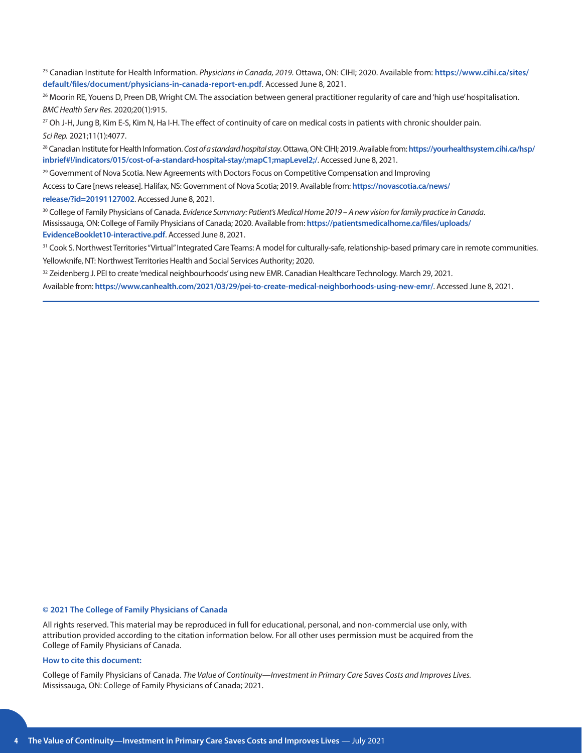[25] Canadian Institute for Health Information. *Physicians in Canada, 2019.* Ottawa, ON: CIHI; 2020. Available from: **https://www.cihi.ca/sites/default/files/document/physicians-in-canada-report-en.pdf**. Accessed June 8, 2021.

[26] Moorin RE, Youens D, Preen DB, Wright CM. The association between general practitioner regularity of care and 'high use' hospitalisation. *BMC Health Serv Res.* 2020;20(1):915.

[27] Oh J-H, Jung B, Kim E-S, Kim N, Ha I-H. The effect of continuity of care on medical costs in patients with chronic shoulder pain. *Sci Rep.* 2021;11(1):4077.

[28] Canadian Institute for Health Information. *Cost of a standard hospital stay*. Ottawa, ON: CIHI; 2019. Available from: **https://yourhealthsystem.cihi.ca/hsp/inbrief#!/indicators/015/cost-of-a-standard-hospital-stay/;mapC1;mapLevel2;/**. Accessed June 8, 2021.

[29] Government of Nova Scotia. New Agreements with Doctors Focus on Competitive Compensation and Improving Access to Care [news release]. Halifax, NS: Government of Nova Scotia; 2019. Available from: **https://novascotia.ca/news/release/?id=20191127002**. Accessed June 8, 2021.

[30] College of Family Physicians of Canada. *Evidence Summary: Patient's Medical Home 2019 – A new vision for family practice in Canada*. Mississauga, ON: College of Family Physicians of Canada; 2020. Available from: **https://patientsmedicalhome.ca/files/uploads/EvidenceBooklet10-interactive.pdf**. Accessed June 8, 2021.

[31] Cook S. Northwest Territories "Virtual" Integrated Care Teams: A model for culturally-safe, relationship-based primary care in remote communities. Yellowknife, NT: Northwest Territories Health and Social Services Authority; 2020.

[32] Zeidenberg J. PEI to create 'medical neighbourhoods' using new EMR. Canadian Healthcare Technology. March 29, 2021. Available from: **https://www.canhealth.com/2021/03/29/pei-to-create-medical-neighborhoods-using-new-emr/**. Accessed June 8, 2021.

---

**© 2021 The College of Family Physicians of Canada**

All rights reserved. This material may be reproduced in full for educational, personal, and non-commercial use only, with attribution provided according to the citation information below. For all other uses permission must be acquired from the College of Family Physicians of Canada.

**How to cite this document:**

College of Family Physicians of Canada. *The Value of Continuity—Investment in Primary Care Saves Costs and Improves Lives.* Mississauga, ON: College of Family Physicians of Canada; 2021.